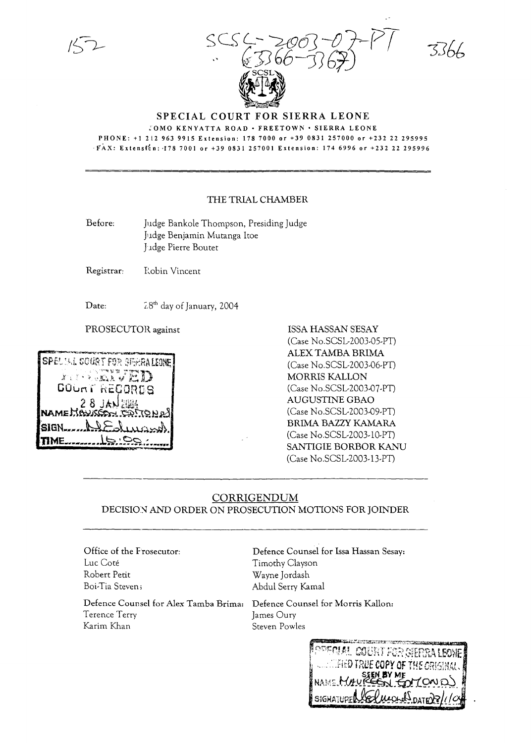152

SCSL-2003-07-PT
(3366-3367)

3366

# SPECIAL COURT FOR SIERRA LEONE

JOMO KENYATTA ROAD • FREETOWN • SIERRA LEONE
PHONE: +1 212 963 9915 Extension: 178 7000 or +39 0831 257000 or +232 22 295995
FAX: Extension: 178 7001 or +39 0831 257001 Extension: 174 6996 or +232 22 295996

## THE TRIAL CHAMBER

Before: Judge Bankole Thompson, Presiding Judge
Judge Benjamin Mutanga Itoe
Judge Pierre Boutet

Registrar: Robin Vincent

Date: 28th day of January, 2004

PROSECUTOR against

ISSA HASSAN SESAY
(Case No.SCSL-2003-05-PT)
ALEX TAMBA BRIMA
(Case No.SCSL-2003-06-PT)
MORRIS KALLON
(Case No.SCSL-2003-07-PT)
AUGUSTINE GBAO
(Case No.SCSL-2003-09-PT)
BRIMA BAZZY KAMARA
(Case No.SCSL-2003-10-PT)
SANTIGIE BORBOR KANU
(Case No.SCSL-2003-13-PT)

SPECIAL COURT FOR SIERRA LEONE
RECEIVED
COURT RECORDS
28 JAN 2004
NAME MAUREEN EDMONDS
SIGN M.Edmonds
TIME 16:00

## CORRIGENDUM
## DECISION AND ORDER ON PROSECUTION MOTIONS FOR JOINDER

Office of the Prosecutor:
Luc Coté
Robert Petit
Boi-Tia Stevens

Defence Counsel for Issa Hassan Sesay:
Timothy Clayson
Wayne Jordash
Abdul Serry Kamal

Defence Counsel for Alex Tamba Brima:
Terence Terry
Karim Khan

Defence Counsel for Morris Kallon:
James Oury
Steven Powles

SPECIAL COURT FOR SIERRA LEONE
CERTIFIED TRUE COPY OF THE ORIGINAL
SEEN BY ME
NAME MAUREEN EDMONDS
SIGNATURE M.Edmonds DATE 28/1/04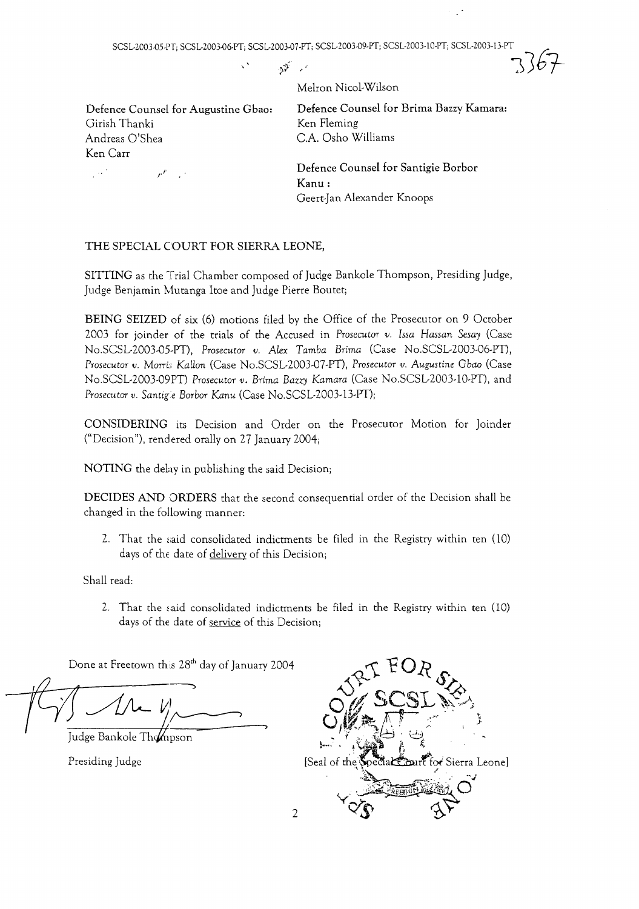Defence Counsel for Augustine Gbao:
Girish Thanki
Andreas O'Shea
Ken Carr

Melron Nicol-Wilson

Defence Counsel for Brima Bazzy Kamara:
Ken Fleming
C.A. Osho Williams

Defence Counsel for Santigie Borbor Kanu :
Geert-Jan Alexander Knoops

**THE SPECIAL COURT FOR SIERRA LEONE,**

**SITTING** as the Trial Chamber composed of Judge Bankole Thompson, Presiding Judge, Judge Benjamin Mutanga Itoe and Judge Pierre Boutet;

**BEING SEIZED** of six (6) motions filed by the Office of the Prosecutor on 9 October 2003 for joinder of the trials of the Accused in *Prosecutor v. Issa Hassan Sesay* (Case No.SCSL-2003-05-PT), *Prosecutor v. Alex Tamba Brima* (Case No.SCSL-2003-06-PT), *Prosecutor v. Morris Kallon* (Case No.SCSL-2003-07-PT), *Prosecutor v. Augustine Gbao* (Case No.SCSL-2003-09PT) *Prosecutor v. Brima Bazzy Kamara* (Case No.SCSL-2003-10-PT), and *Prosecutor v. Santigie Borbor Kanu* (Case No.SCSL-2003-13-PT);

**CONSIDERING** its Decision and Order on the Prosecutor Motion for Joinder ("Decision"), rendered orally on 27 January 2004;

**NOTING** the delay in publishing the said Decision;

**DECIDES AND ORDERS** that the second consequential order of the Decision shall be changed in the following manner:

2. That the said consolidated indictments be filed in the Registry within ten (10) days of the date of delivery of this Decision;

Shall read:

2. That the said consolidated indictments be filed in the Registry within ten (10) days of the date of service of this Decision;

Done at Freetown this 28th day of January 2004

Judge Bankole Thompson

Presiding Judge

[Seal of the Special Court for Sierra Leone]